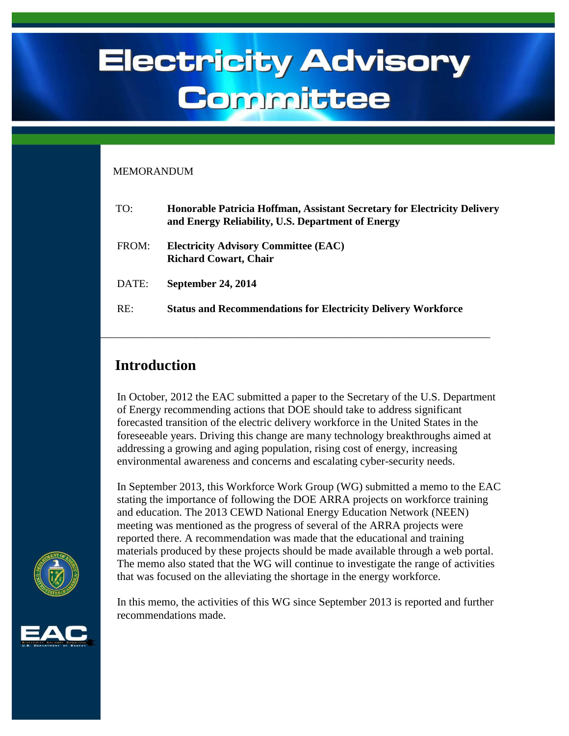# Electricity Advisory Committee

MEMORANDUM

TO: **Honorable Patricia Hoffman, Assistant Secretary for Electricity Delivery and Energy Reliability, U.S. Department of Energy**

FROM: **Electricity Advisory Committee (EAC)**
**Richard Cowart, Chair**

DATE: **September 24, 2014**

RE: **Status and Recommendations for Electricity Delivery Workforce**

---

## Introduction

In October, 2012 the EAC submitted a paper to the Secretary of the U.S. Department of Energy recommending actions that DOE should take to address significant forecasted transition of the electric delivery workforce in the United States in the foreseeable years. Driving this change are many technology breakthroughs aimed at addressing a growing and aging population, rising cost of energy, increasing environmental awareness and concerns and escalating cyber-security needs.

In September 2013, this Workforce Work Group (WG) submitted a memo to the EAC stating the importance of following the DOE ARRA projects on workforce training and education. The 2013 CEWD National Energy Education Network (NEEN) meeting was mentioned as the progress of several of the ARRA projects were reported there. A recommendation was made that the educational and training materials produced by these projects should be made available through a web portal. The memo also stated that the WG will continue to investigate the range of activities that was focused on the alleviating the shortage in the energy workforce.

In this memo, the activities of this WG since September 2013 is reported and further recommendations made.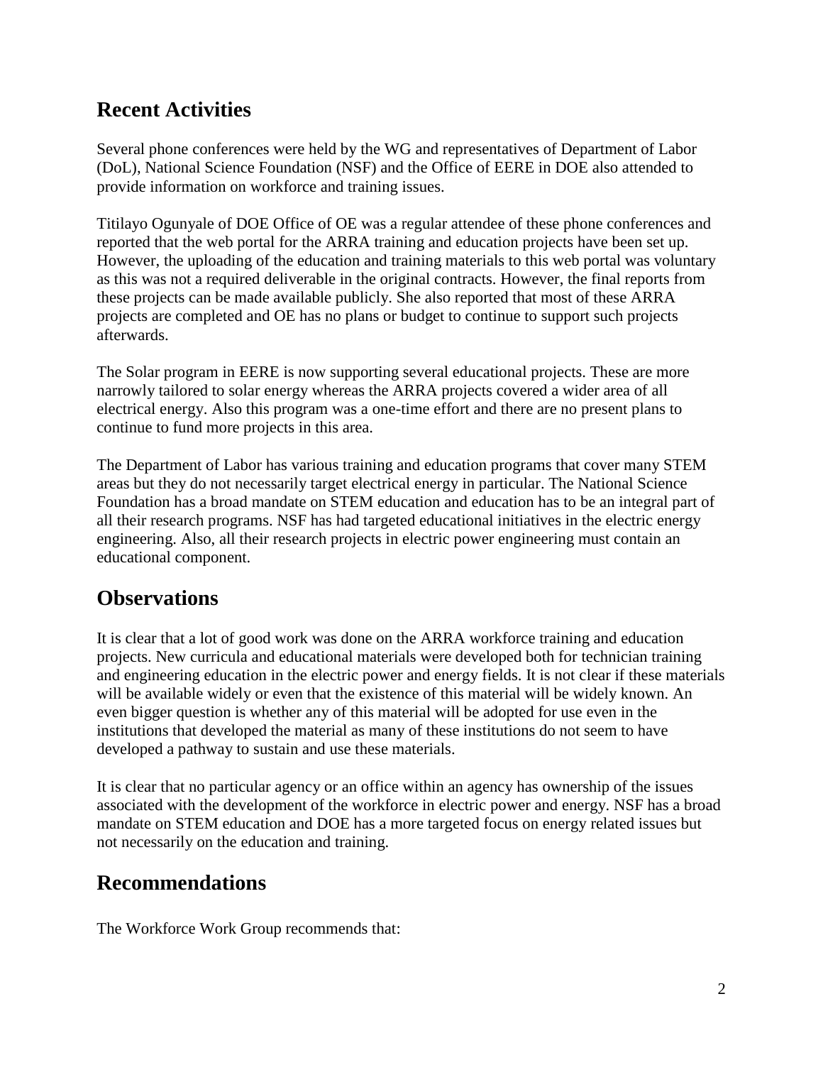## Recent Activities

Several phone conferences were held by the WG and representatives of Department of Labor (DoL), National Science Foundation (NSF) and the Office of EERE in DOE also attended to provide information on workforce and training issues.

Titilayo Ogunyale of DOE Office of OE was a regular attendee of these phone conferences and reported that the web portal for the ARRA training and education projects have been set up. However, the uploading of the education and training materials to this web portal was voluntary as this was not a required deliverable in the original contracts. However, the final reports from these projects can be made available publicly. She also reported that most of these ARRA projects are completed and OE has no plans or budget to continue to support such projects afterwards.

The Solar program in EERE is now supporting several educational projects. These are more narrowly tailored to solar energy whereas the ARRA projects covered a wider area of all electrical energy. Also this program was a one-time effort and there are no present plans to continue to fund more projects in this area.

The Department of Labor has various training and education programs that cover many STEM areas but they do not necessarily target electrical energy in particular. The National Science Foundation has a broad mandate on STEM education and education has to be an integral part of all their research programs. NSF has had targeted educational initiatives in the electric energy engineering. Also, all their research projects in electric power engineering must contain an educational component.

## Observations

It is clear that a lot of good work was done on the ARRA workforce training and education projects. New curricula and educational materials were developed both for technician training and engineering education in the electric power and energy fields. It is not clear if these materials will be available widely or even that the existence of this material will be widely known. An even bigger question is whether any of this material will be adopted for use even in the institutions that developed the material as many of these institutions do not seem to have developed a pathway to sustain and use these materials.

It is clear that no particular agency or an office within an agency has ownership of the issues associated with the development of the workforce in electric power and energy. NSF has a broad mandate on STEM education and DOE has a more targeted focus on energy related issues but not necessarily on the education and training.

## Recommendations

The Workforce Work Group recommends that: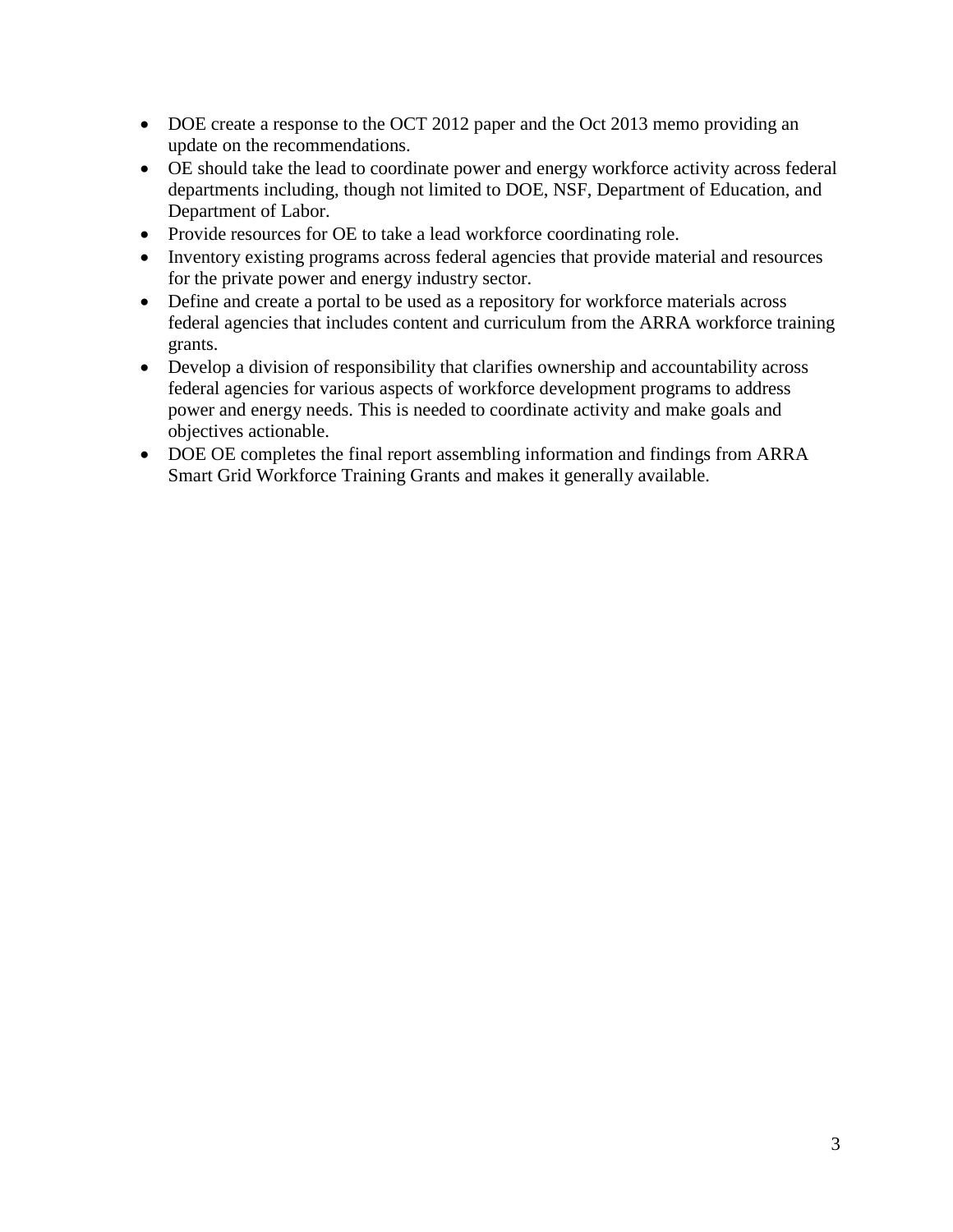- DOE create a response to the OCT 2012 paper and the Oct 2013 memo providing an update on the recommendations.
- OE should take the lead to coordinate power and energy workforce activity across federal departments including, though not limited to DOE, NSF, Department of Education, and Department of Labor.
- Provide resources for OE to take a lead workforce coordinating role.
- Inventory existing programs across federal agencies that provide material and resources for the private power and energy industry sector.
- Define and create a portal to be used as a repository for workforce materials across federal agencies that includes content and curriculum from the ARRA workforce training grants.
- Develop a division of responsibility that clarifies ownership and accountability across federal agencies for various aspects of workforce development programs to address power and energy needs. This is needed to coordinate activity and make goals and objectives actionable.
- DOE OE completes the final report assembling information and findings from ARRA Smart Grid Workforce Training Grants and makes it generally available.